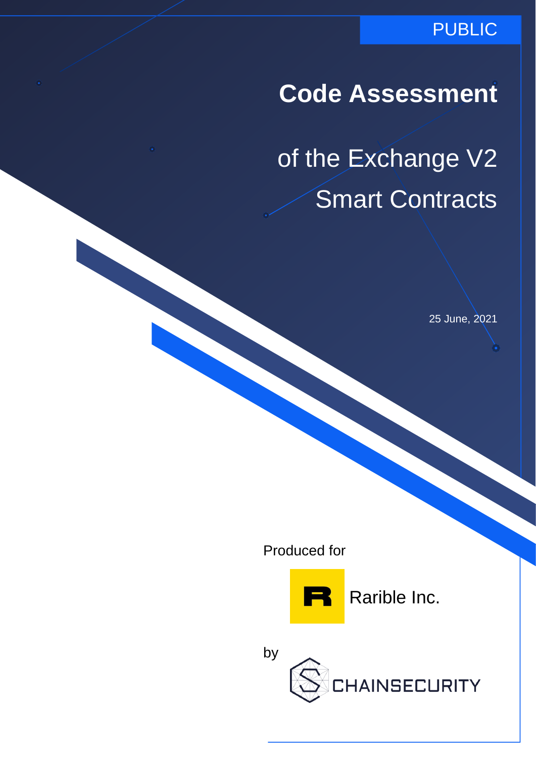PUBLIC

# Code Assessment

## of the Exchange V2 Smart Contracts

25 June, 2021

Produced for

Rarible Inc.

by

CHAINSECURITY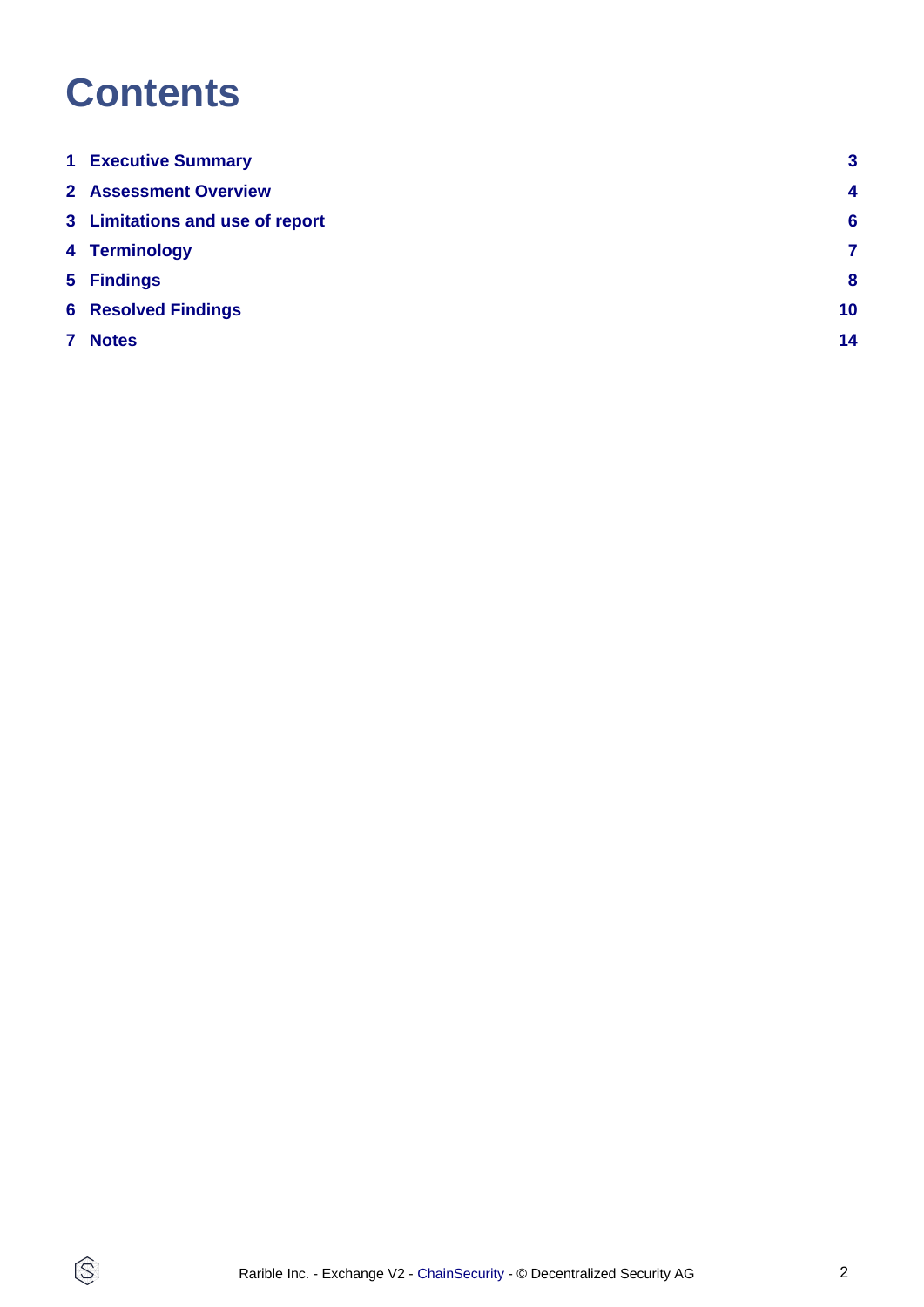# Contents

| | | |
|---|---|---|
| 1 | Executive Summary | 3 |
| 2 | Assessment Overview | 4 |
| 3 | Limitations and use of report | 6 |
| 4 | Terminology | 7 |
| 5 | Findings | 8 |
| 6 | Resolved Findings | 10 |
| 7 | Notes | 14 |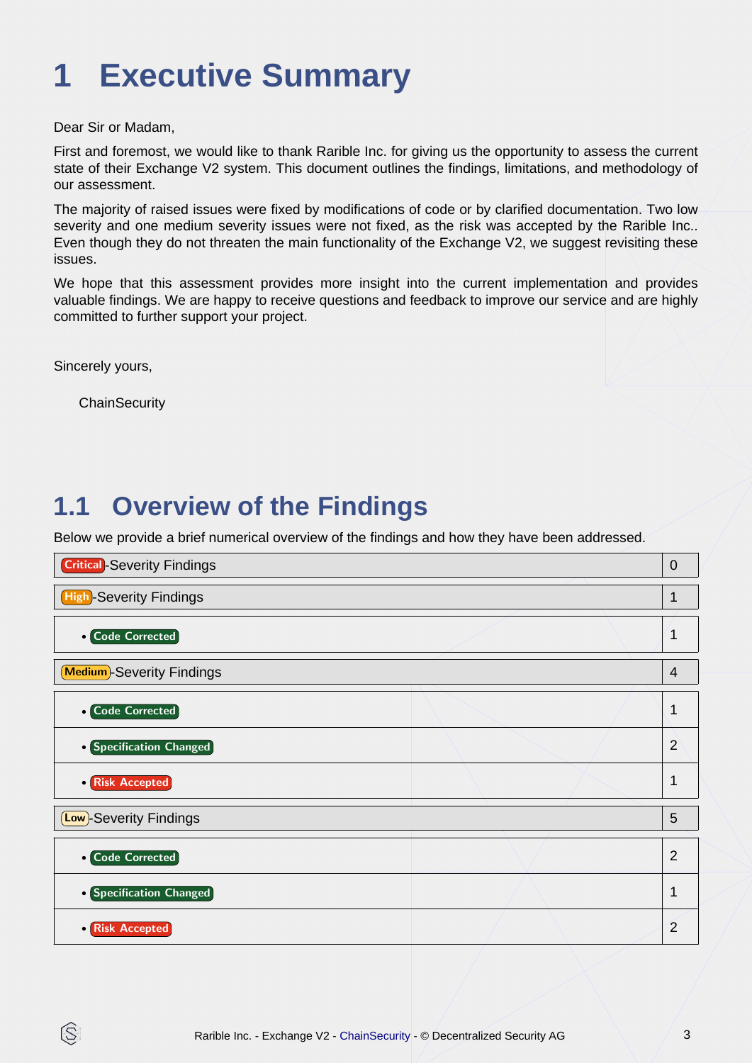# 1 Executive Summary

Dear Sir or Madam,

First and foremost, we would like to thank Rarible Inc. for giving us the opportunity to assess the current state of their Exchange V2 system. This document outlines the findings, limitations, and methodology of our assessment.

The majority of raised issues were fixed by modifications of code or by clarified documentation. Two low severity and one medium severity issues were not fixed, as the risk was accepted by the Rarible Inc.. Even though they do not threaten the main functionality of the Exchange V2, we suggest revisiting these issues.

We hope that this assessment provides more insight into the current implementation and provides valuable findings. We are happy to receive questions and feedback to improve our service and are highly committed to further support your project.

Sincerely yours,

ChainSecurity

## 1.1 Overview of the Findings

Below we provide a brief numerical overview of the findings and how they have been addressed.

| Finding | Count |
|---|---|
| Critical-Severity Findings | 0 |
| High-Severity Findings | 1 |
| • Code Corrected | 1 |
| Medium-Severity Findings | 4 |
| • Code Corrected | 1 |
| • Specification Changed | 2 |
| • Risk Accepted | 1 |
| Low-Severity Findings | 5 |
| • Code Corrected | 2 |
| • Specification Changed | 1 |
| • Risk Accepted | 2 |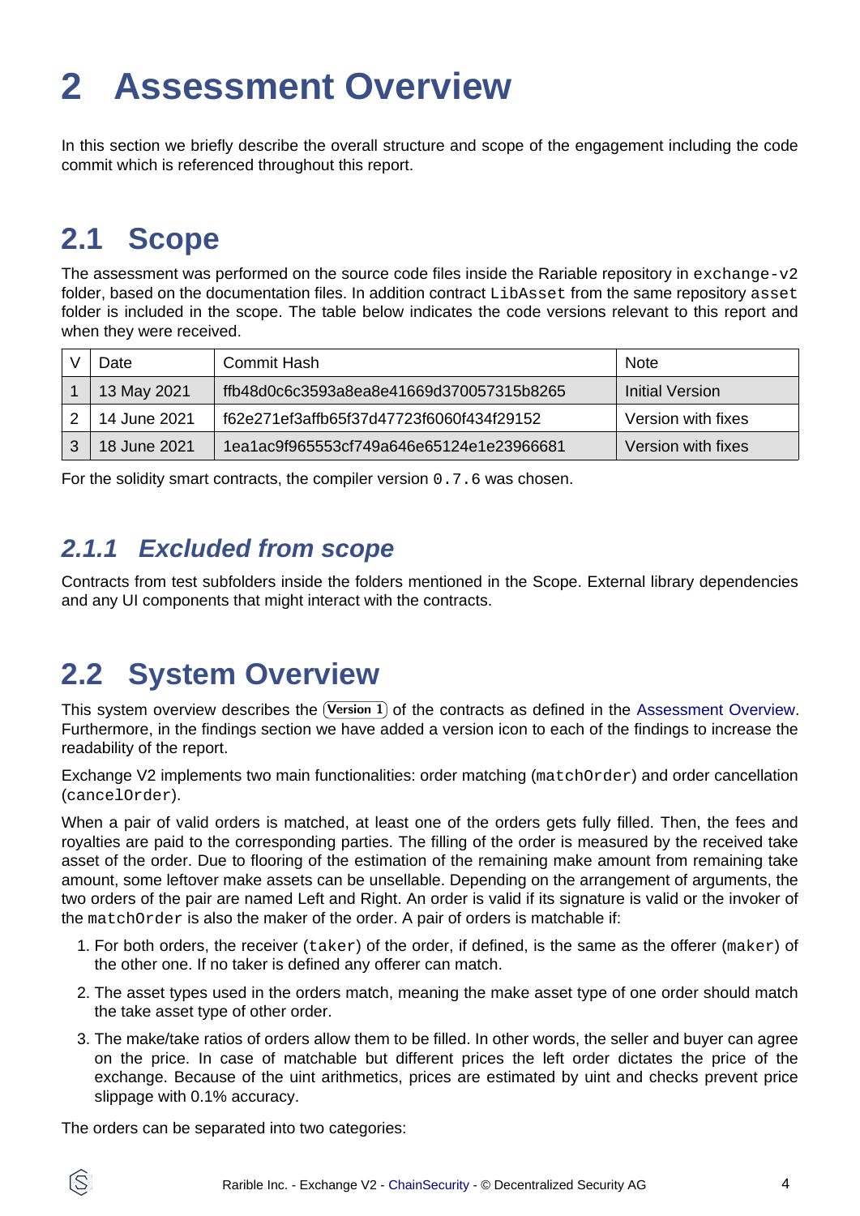# 2 Assessment Overview

In this section we briefly describe the overall structure and scope of the engagement including the code commit which is referenced throughout this report.

## 2.1 Scope

The assessment was performed on the source code files inside the Rariable repository in `exchange-v2` folder, based on the documentation files. In addition contract `LibAsset` from the same repository `asset` folder is included in the scope. The table below indicates the code versions relevant to this report and when they were received.

| V | Date | Commit Hash | Note |
|---|---|---|---|
| 1 | 13 May 2021 | ffb48d0c6c3593a8ea8e41669d370057315b8265 | Initial Version |
| 2 | 14 June 2021 | f62e271ef3affb65f37d47723f6060f434f29152 | Version with fixes |
| 3 | 18 June 2021 | 1ea1ac9f965553cf749a646e65124e1e23966681 | Version with fixes |

For the solidity smart contracts, the compiler version `0.7.6` was chosen.

### *2.1.1 Excluded from scope*

Contracts from test subfolders inside the folders mentioned in the Scope. External library dependencies and any UI components that might interact with the contracts.

## 2.2 System Overview

This system overview describes the **Version 1** of the contracts as defined in the Assessment Overview. Furthermore, in the findings section we have added a version icon to each of the findings to increase the readability of the report.

Exchange V2 implements two main functionalities: order matching (`matchOrder`) and order cancellation (`cancelOrder`).

When a pair of valid orders is matched, at least one of the orders gets fully filled. Then, the fees and royalties are paid to the corresponding parties. The filling of the order is measured by the received take asset of the order. Due to flooring of the estimation of the remaining make amount from remaining take amount, some leftover make assets can be unsellable. Depending on the arrangement of arguments, the two orders of the pair are named Left and Right. An order is valid if its signature is valid or the invoker of the `matchOrder` is also the maker of the order. A pair of orders is matchable if:

1. For both orders, the receiver (`taker`) of the order, if defined, is the same as the offerer (`maker`) of the other one. If no taker is defined any offerer can match.
2. The asset types used in the orders match, meaning the make asset type of one order should match the take asset type of other order.
3. The make/take ratios of orders allow them to be filled. In other words, the seller and buyer can agree on the price. In case of matchable but different prices the left order dictates the price of the exchange. Because of the uint arithmetics, prices are estimated by uint and checks prevent price slippage with 0.1% accuracy.

The orders can be separated into two categories: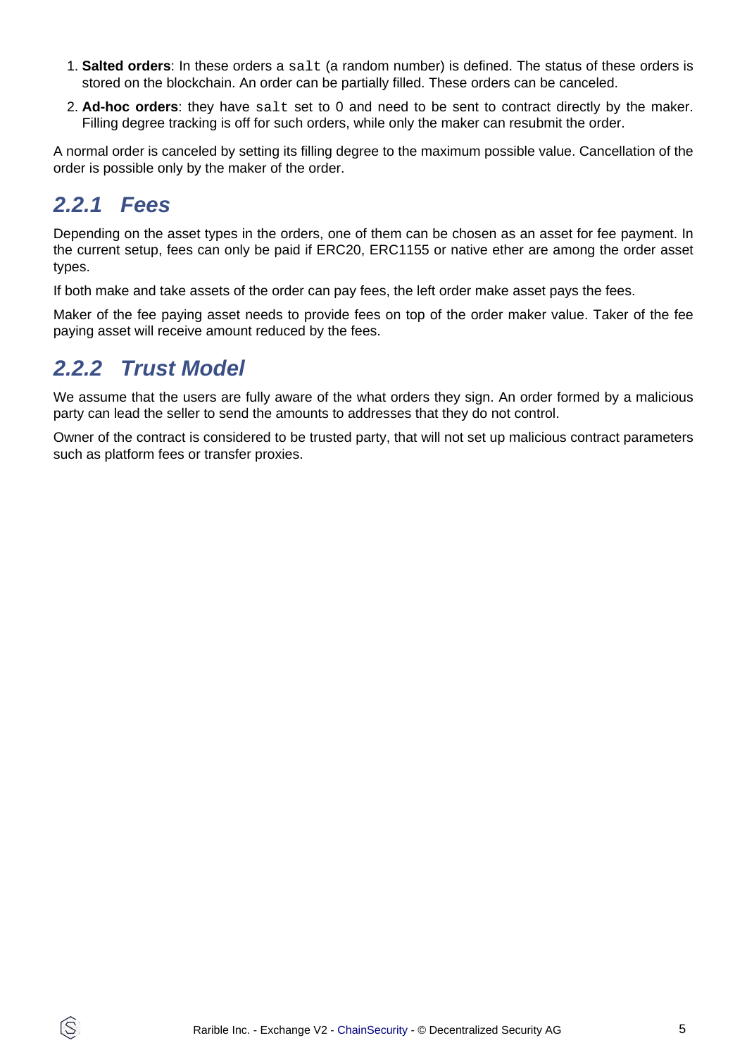1. **Salted orders**: In these orders a `salt` (a random number) is defined. The status of these orders is stored on the blockchain. An order can be partially filled. These orders can be canceled.
2. **Ad-hoc orders**: they have `salt` set to 0 and need to be sent to contract directly by the maker. Filling degree tracking is off for such orders, while only the maker can resubmit the order.

A normal order is canceled by setting its filling degree to the maximum possible value. Cancellation of the order is possible only by the maker of the order.

### 2.2.1 Fees

Depending on the asset types in the orders, one of them can be chosen as an asset for fee payment. In the current setup, fees can only be paid if ERC20, ERC1155 or native ether are among the order asset types.

If both make and take assets of the order can pay fees, the left order make asset pays the fees.

Maker of the fee paying asset needs to provide fees on top of the order maker value. Taker of the fee paying asset will receive amount reduced by the fees.

### 2.2.2 Trust Model

We assume that the users are fully aware of the what orders they sign. An order formed by a malicious party can lead the seller to send the amounts to addresses that they do not control.

Owner of the contract is considered to be trusted party, that will not set up malicious contract parameters such as platform fees or transfer proxies.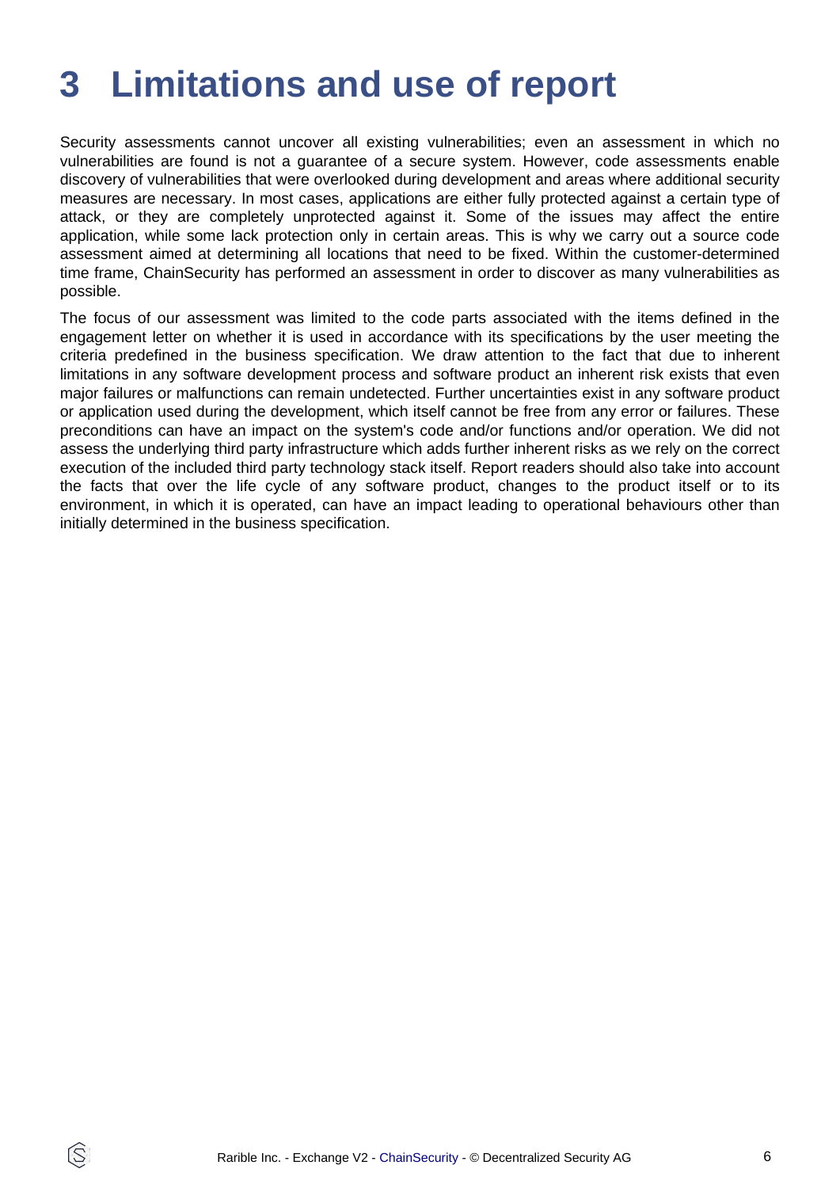# 3 Limitations and use of report

Security assessments cannot uncover all existing vulnerabilities; even an assessment in which no vulnerabilities are found is not a guarantee of a secure system. However, code assessments enable discovery of vulnerabilities that were overlooked during development and areas where additional security measures are necessary. In most cases, applications are either fully protected against a certain type of attack, or they are completely unprotected against it. Some of the issues may affect the entire application, while some lack protection only in certain areas. This is why we carry out a source code assessment aimed at determining all locations that need to be fixed. Within the customer-determined time frame, ChainSecurity has performed an assessment in order to discover as many vulnerabilities as possible.

The focus of our assessment was limited to the code parts associated with the items defined in the engagement letter on whether it is used in accordance with its specifications by the user meeting the criteria predefined in the business specification. We draw attention to the fact that due to inherent limitations in any software development process and software product an inherent risk exists that even major failures or malfunctions can remain undetected. Further uncertainties exist in any software product or application used during the development, which itself cannot be free from any error or failures. These preconditions can have an impact on the system's code and/or functions and/or operation. We did not assess the underlying third party infrastructure which adds further inherent risks as we rely on the correct execution of the included third party technology stack itself. Report readers should also take into account the facts that over the life cycle of any software product, changes to the product itself or to its environment, in which it is operated, can have an impact leading to operational behaviours other than initially determined in the business specification.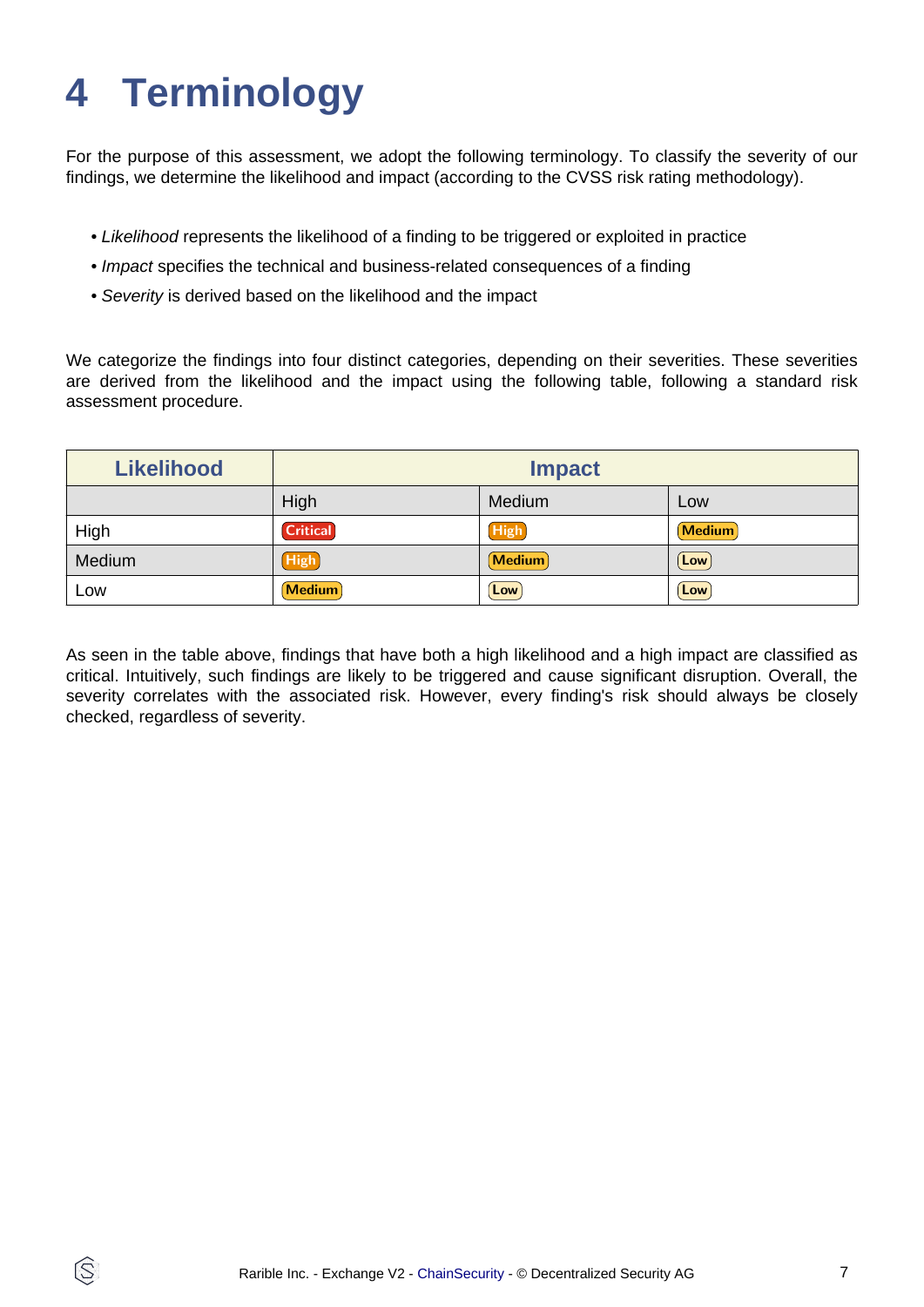# 4 Terminology

For the purpose of this assessment, we adopt the following terminology. To classify the severity of our findings, we determine the likelihood and impact (according to the CVSS risk rating methodology).

- *Likelihood* represents the likelihood of a finding to be triggered or exploited in practice
- *Impact* specifies the technical and business-related consequences of a finding
- *Severity* is derived based on the likelihood and the impact

We categorize the findings into four distinct categories, depending on their severities. These severities are derived from the likelihood and the impact using the following table, following a standard risk assessment procedure.

| Likelihood | Impact | | |
|---|---|---|---|
| | High | Medium | Low |
| High | Critical | High | Medium |
| Medium | High | Medium | Low |
| Low | Medium | Low | Low |

As seen in the table above, findings that have both a high likelihood and a high impact are classified as critical. Intuitively, such findings are likely to be triggered and cause significant disruption. Overall, the severity correlates with the associated risk. However, every finding's risk should always be closely checked, regardless of severity.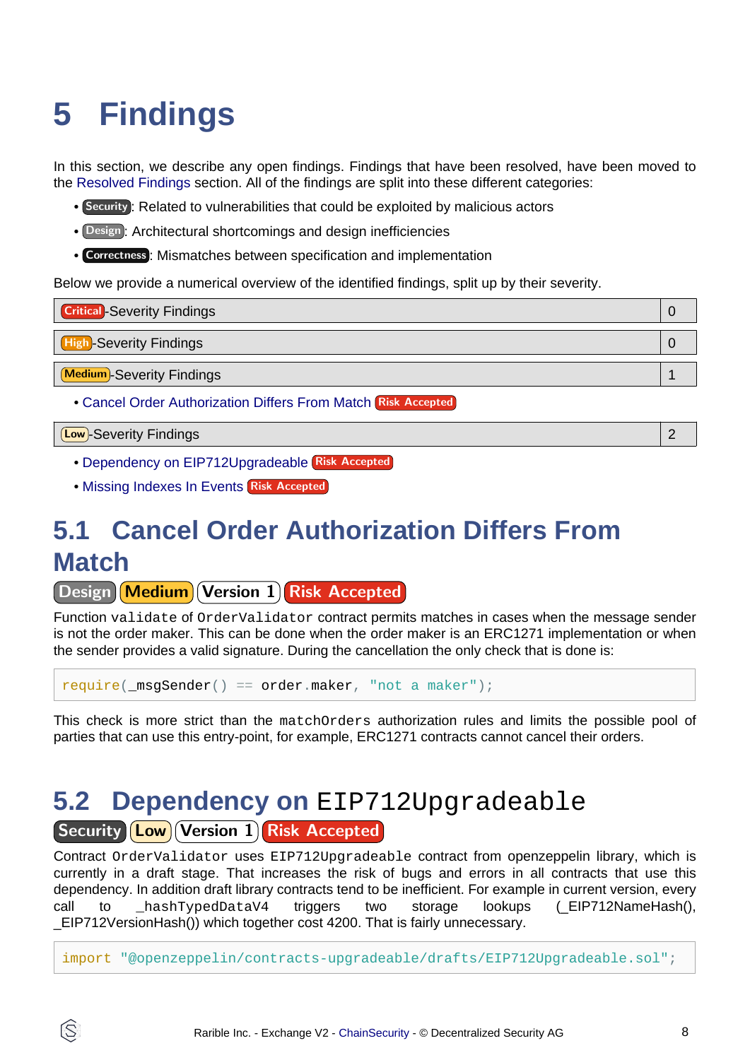# 5 Findings

In this section, we describe any open findings. Findings that have been resolved, have been moved to the Resolved Findings section. All of the findings are split into these different categories:

- Security: Related to vulnerabilities that could be exploited by malicious actors
- Design: Architectural shortcomings and design inefficiencies
- Correctness: Mismatches between specification and implementation

Below we provide a numerical overview of the identified findings, split up by their severity.

| Critical-Severity Findings | 0 |
|---|---|

| High-Severity Findings | 0 |
|---|---|

| Medium-Severity Findings | 1 |
|---|---|

- Cancel Order Authorization Differs From Match Risk Accepted

| Low-Severity Findings | 2 |
|---|---|

- Dependency on EIP712Upgradeable Risk Accepted
- Missing Indexes In Events Risk Accepted

## 5.1 Cancel Order Authorization Differs From Match

Design Medium Version 1 Risk Accepted

Function `validate` of `OrderValidator` contract permits matches in cases when the message sender is not the order maker. This can be done when the order maker is an ERC1271 implementation or when the sender provides a valid signature. During the cancellation the only check that is done is:

```
require(_msgSender() == order.maker, "not a maker");
```

This check is more strict than the `matchOrders` authorization rules and limits the possible pool of parties that can use this entry-point, for example, ERC1271 contracts cannot cancel their orders.

## 5.2 Dependency on `EIP712Upgradeable`

Security Low Version 1 Risk Accepted

Contract `OrderValidator` uses `EIP712Upgradeable` contract from openzeppelin library, which is currently in a draft stage. That increases the risk of bugs and errors in all contracts that use this dependency. In addition draft library contracts tend to be inefficient. For example in current version, every call to `_hashTypedDataV4` triggers two storage lookups (_EIP712NameHash(), _EIP712VersionHash()) which together cost 4200. That is fairly unnecessary.

```
import "@openzeppelin/contracts-upgradeable/drafts/EIP712Upgradeable.sol";
```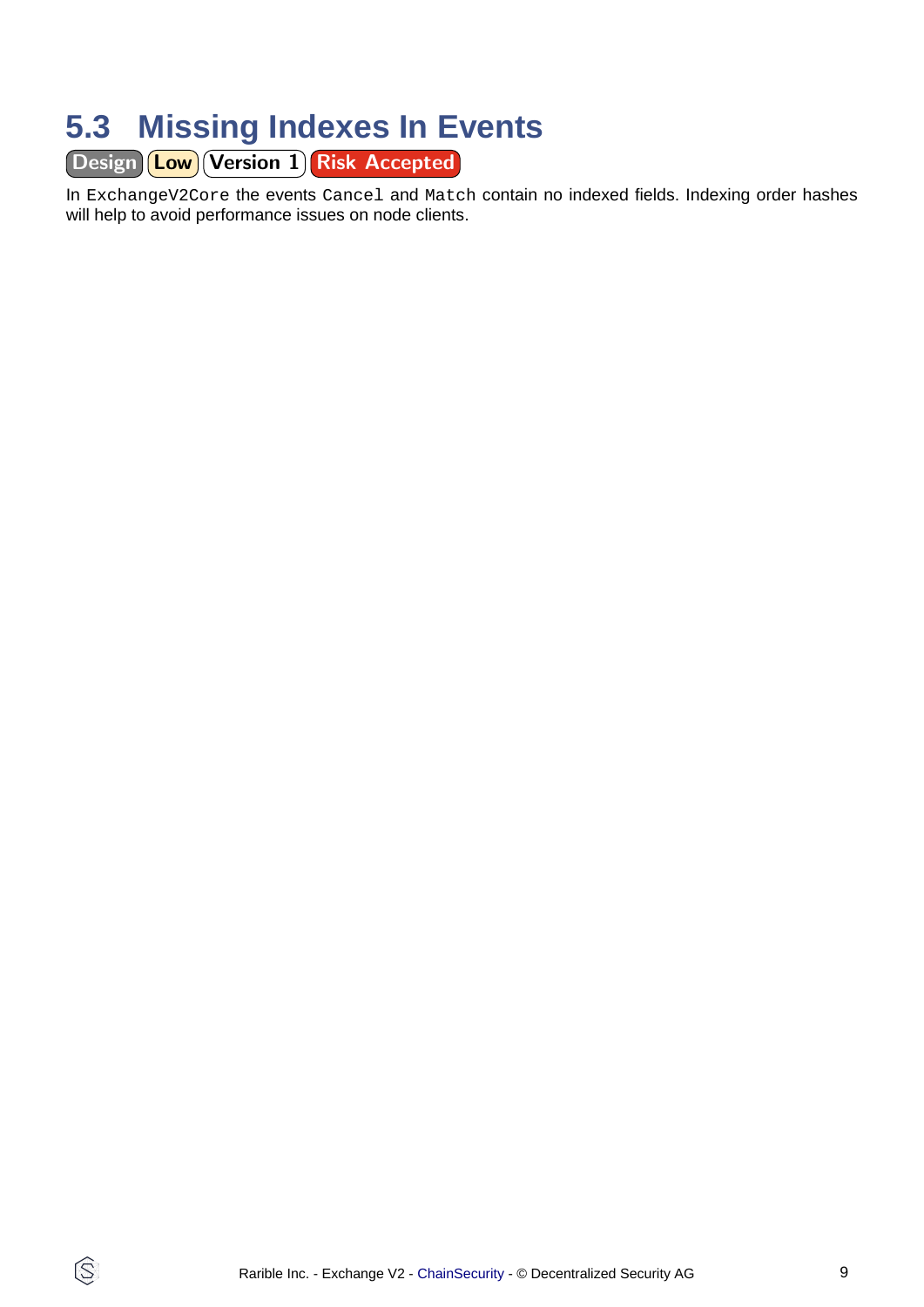## 5.3 Missing Indexes In Events

Design Low Version 1 Risk Accepted

In `ExchangeV2Core` the events `Cancel` and `Match` contain no indexed fields. Indexing order hashes will help to avoid performance issues on node clients.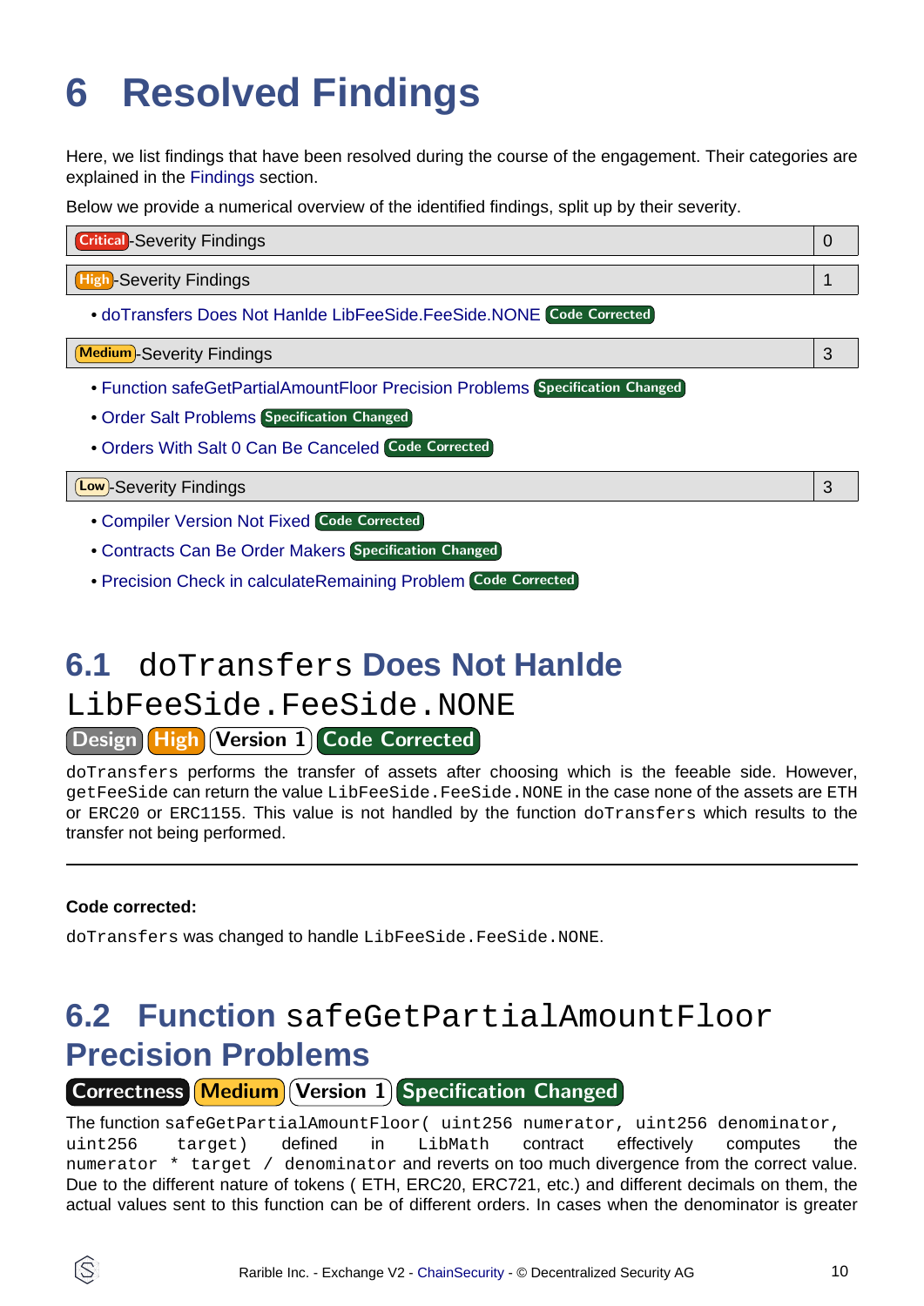# 6 Resolved Findings

Here, we list findings that have been resolved during the course of the engagement. Their categories are explained in the Findings section.

Below we provide a numerical overview of the identified findings, split up by their severity.

| Critical-Severity Findings | 0 |
|---|---|

| High-Severity Findings | 1 |
|---|---|

- doTransfers Does Not Hanlde LibFeeSide.FeeSide.NONE Code Corrected

| Medium-Severity Findings | 3 |
|---|---|

- Function safeGetPartialAmountFloor Precision Problems Specification Changed
- Order Salt Problems Specification Changed
- Orders With Salt 0 Can Be Canceled Code Corrected

| Low-Severity Findings | 3 |
|---|---|

- Compiler Version Not Fixed Code Corrected
- Contracts Can Be Order Makers Specification Changed
- Precision Check in calculateRemaining Problem Code Corrected

## 6.1 `doTransfers` Does Not Hanlde `LibFeeSide.FeeSide.NONE`

Design High Version 1 Code Corrected

`doTransfers` performs the transfer of assets after choosing which is the feeable side. However, `getFeeSide` can return the value `LibFeeSide.FeeSide.NONE` in the case none of the assets are `ETH` or `ERC20` or `ERC1155`. This value is not handled by the function `doTransfers` which results to the transfer not being performed.

---

**Code corrected:**

`doTransfers` was changed to handle `LibFeeSide.FeeSide.NONE`.

## 6.2 Function `safeGetPartialAmountFloor` Precision Problems

Correctness Medium Version 1 Specification Changed

The function `safeGetPartialAmountFloor( uint256 numerator, uint256 denominator, uint256 target)` defined in `LibMath` contract effectively computes the `numerator * target / denominator` and reverts on too much divergence from the correct value. Due to the different nature of tokens ( ETH, ERC20, ERC721, etc.) and different decimals on them, the actual values sent to this function can be of different orders. In cases when the denominator is greater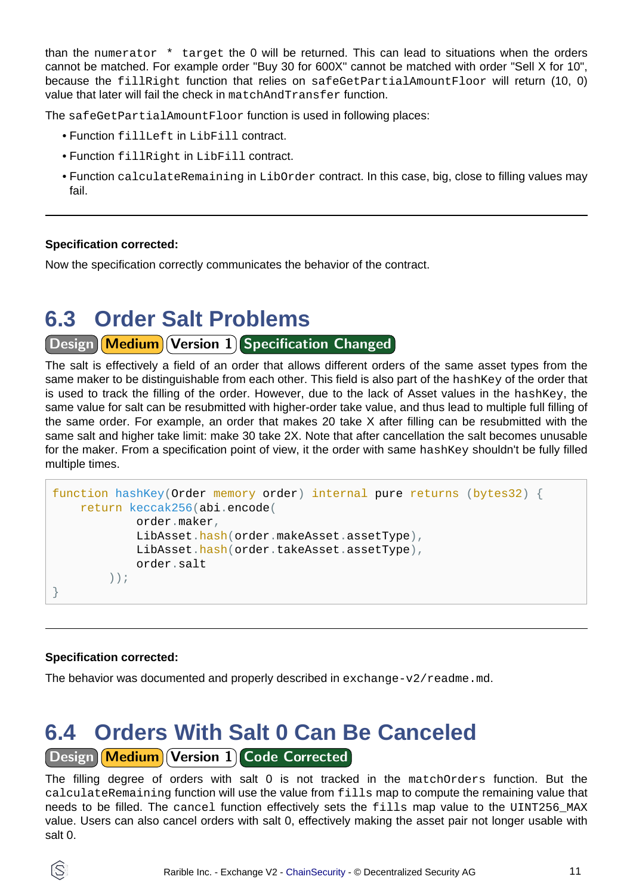than the `numerator * target` the 0 will be returned. This can lead to situations when the orders cannot be matched. For example order "Buy 30 for 600X" cannot be matched with order "Sell X for 10", because the `fillRight` function that relies on `safeGetPartialAmountFloor` will return (10, 0) value that later will fail the check in `matchAndTransfer` function.

The `safeGetPartialAmountFloor` function is used in following places:

- Function `fillLeft` in `LibFill` contract.
- Function `fillRight` in `LibFill` contract.
- Function `calculateRemaining` in `LibOrder` contract. In this case, big, close to filling values may fail.

---

**Specification corrected:**

Now the specification correctly communicates the behavior of the contract.

## 6.3 Order Salt Problems

Design | Medium | Version 1 | Specification Changed

The salt is effectively a field of an order that allows different orders of the same asset types from the same maker to be distinguishable from each other. This field is also part of the `hashKey` of the order that is used to track the filling of the order. However, due to the lack of Asset values in the `hashKey`, the same value for salt can be resubmitted with higher-order take value, and thus lead to multiple full filling of the same order. For example, an order that makes 20 take X after filling can be resubmitted with the same salt and higher take limit: make 30 take 2X. Note that after cancellation the salt becomes unusable for the maker. From a specification point of view, it the order with same `hashKey` shouldn't be fully filled multiple times.

```
function hashKey(Order memory order) internal pure returns (bytes32) {
    return keccak256(abi.encode(
            order.maker,
            LibAsset.hash(order.makeAsset.assetType),
            LibAsset.hash(order.takeAsset.assetType),
            order.salt
        ));
}
```

---

**Specification corrected:**

The behavior was documented and properly described in `exchange-v2/readme.md`.

## 6.4 Orders With Salt 0 Can Be Canceled

Design | Medium | Version 1 | Code Corrected

The filling degree of orders with salt 0 is not tracked in the `matchOrders` function. But the `calculateRemaining` function will use the value from `fills` map to compute the remaining value that needs to be filled. The `cancel` function effectively sets the `fills` map value to the `UINT256_MAX` value. Users can also cancel orders with salt 0, effectively making the asset pair not longer usable with salt 0.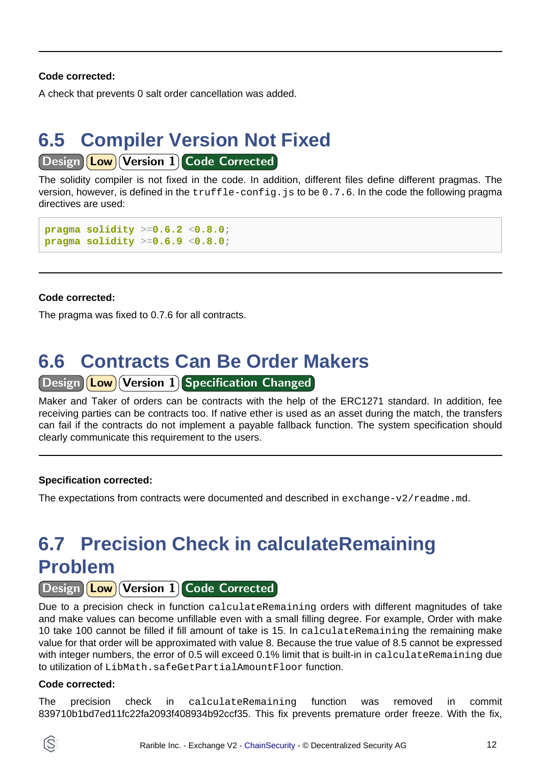**Code corrected:**

A check that prevents 0 salt order cancellation was added.

## 6.5 Compiler Version Not Fixed

Design | Low | Version 1 | Code Corrected

The solidity compiler is not fixed in the code. In addition, different files define different pragmas. The version, however, is defined in the `truffle-config.js` to be `0.7.6`. In the code the following pragma directives are used:

```
pragma solidity >=0.6.2 <0.8.0;
pragma solidity >=0.6.9 <0.8.0;
```

---

**Code corrected:**

The pragma was fixed to 0.7.6 for all contracts.

## 6.6 Contracts Can Be Order Makers

Design | Low | Version 1 | Specification Changed

Maker and Taker of orders can be contracts with the help of the ERC1271 standard. In addition, fee receiving parties can be contracts too. If native ether is used as an asset during the match, the transfers can fail if the contracts do not implement a payable fallback function. The system specification should clearly communicate this requirement to the users.

---

**Specification corrected:**

The expectations from contracts were documented and described in `exchange-v2/readme.md`.

## 6.7 Precision Check in calculateRemaining Problem

Design | Low | Version 1 | Code Corrected

Due to a precision check in function `calculateRemaining` orders with different magnitudes of take and make values can become unfillable even with a small filling degree. For example, Order with make 10 take 100 cannot be filled if fill amount of take is 15. In `calculateRemaining` the remaining make value for that order will be approximated with value 8. Because the true value of 8.5 cannot be expressed with integer numbers, the error of 0.5 will exceed 0.1% limit that is built-in in `calculateRemaining` due to utilization of `LibMath.safeGetPartialAmountFloor` function.

**Code corrected:**

The precision check in `calculateRemaining` function was removed in commit 839710b1bd7ed11fc22fa2093f408934b92ccf35. This fix prevents premature order freeze. With the fix,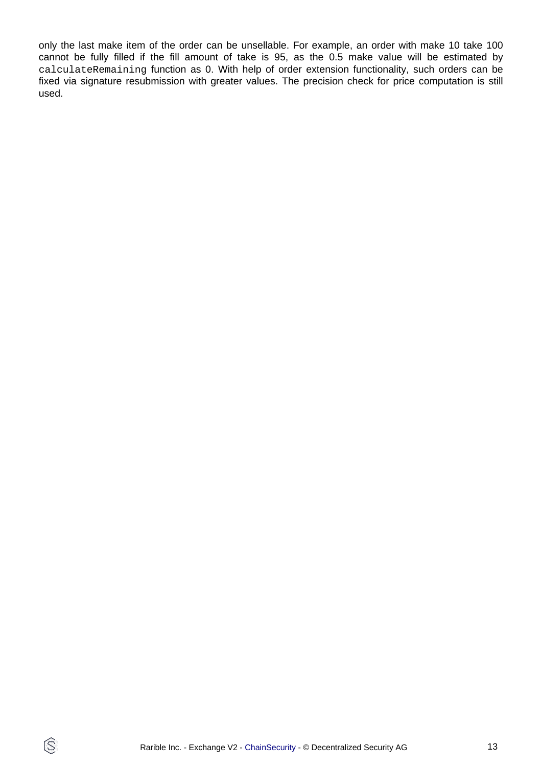only the last make item of the order can be unsellable. For example, an order with make 10 take 100 cannot be fully filled if the fill amount of take is 95, as the 0.5 make value will be estimated by `calculateRemaining` function as 0. With help of order extension functionality, such orders can be fixed via signature resubmission with greater values. The precision check for price computation is still used.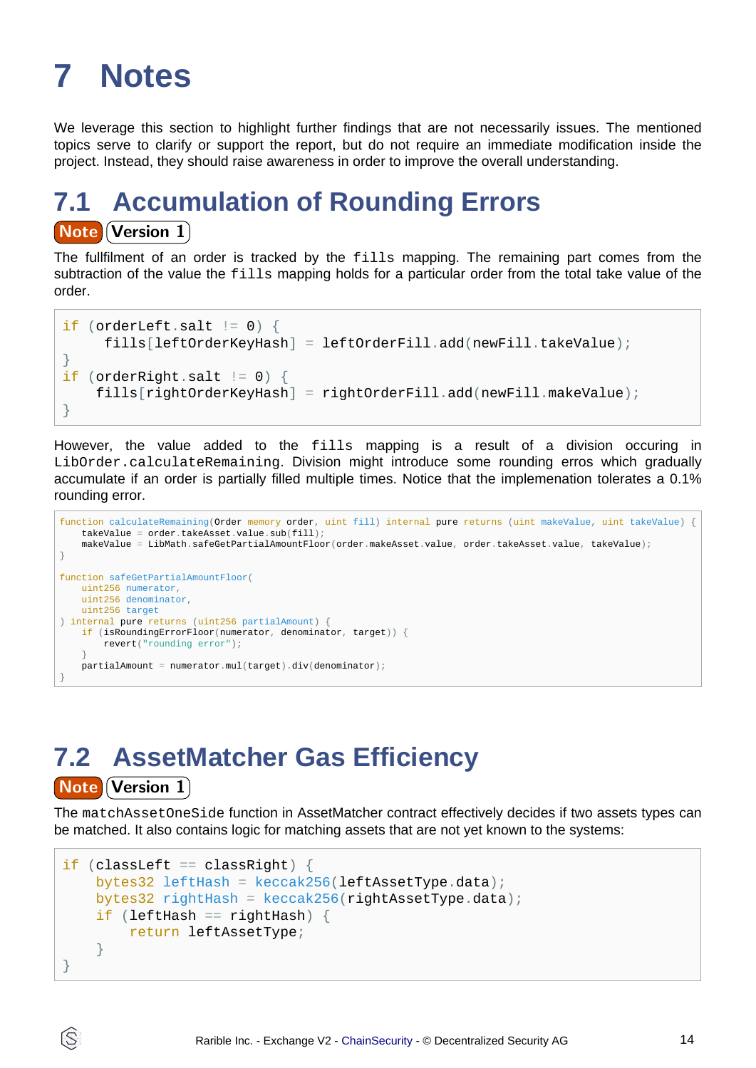# 7 Notes

We leverage this section to highlight further findings that are not necessarily issues. The mentioned topics serve to clarify or support the report, but do not require an immediate modification inside the project. Instead, they should raise awareness in order to improve the overall understanding.

## 7.1 Accumulation of Rounding Errors

**Note** **Version 1**

The fullfilment of an order is tracked by the `fills` mapping. The remaining part comes from the subtraction of the value the `fills` mapping holds for a particular order from the total take value of the order.

```
if (orderLeft.salt != 0) {
     fills[leftOrderKeyHash] = leftOrderFill.add(newFill.takeValue);
}
if (orderRight.salt != 0) {
    fills[rightOrderKeyHash] = rightOrderFill.add(newFill.makeValue);
}
```

However, the value added to the `fills` mapping is a result of a division occuring in `LibOrder.calculateRemaining`. Division might introduce some rounding erros which gradually accumulate if an order is partially filled multiple times. Notice that the implemenation tolerates a 0.1% rounding error.

```
function calculateRemaining(Order memory order, uint fill) internal pure returns (uint makeValue, uint takeValue) {
    takeValue = order.takeAsset.value.sub(fill);
    makeValue = LibMath.safeGetPartialAmountFloor(order.makeAsset.value, order.takeAsset.value, takeValue);
}

function safeGetPartialAmountFloor(
    uint256 numerator,
    uint256 denominator,
    uint256 target
) internal pure returns (uint256 partialAmount) {
    if (isRoundingErrorFloor(numerator, denominator, target)) {
        revert("rounding error");
    }
    partialAmount = numerator.mul(target).div(denominator);
}
```

## 7.2 AssetMatcher Gas Efficiency

**Note** **Version 1**

The `matchAssetOneSide` function in AssetMatcher contract effectively decides if two assets types can be matched. It also contains logic for matching assets that are not yet known to the systems:

```
if (classLeft == classRight) {
    bytes32 leftHash = keccak256(leftAssetType.data);
    bytes32 rightHash = keccak256(rightAssetType.data);
    if (leftHash == rightHash) {
        return leftAssetType;
    }
}
```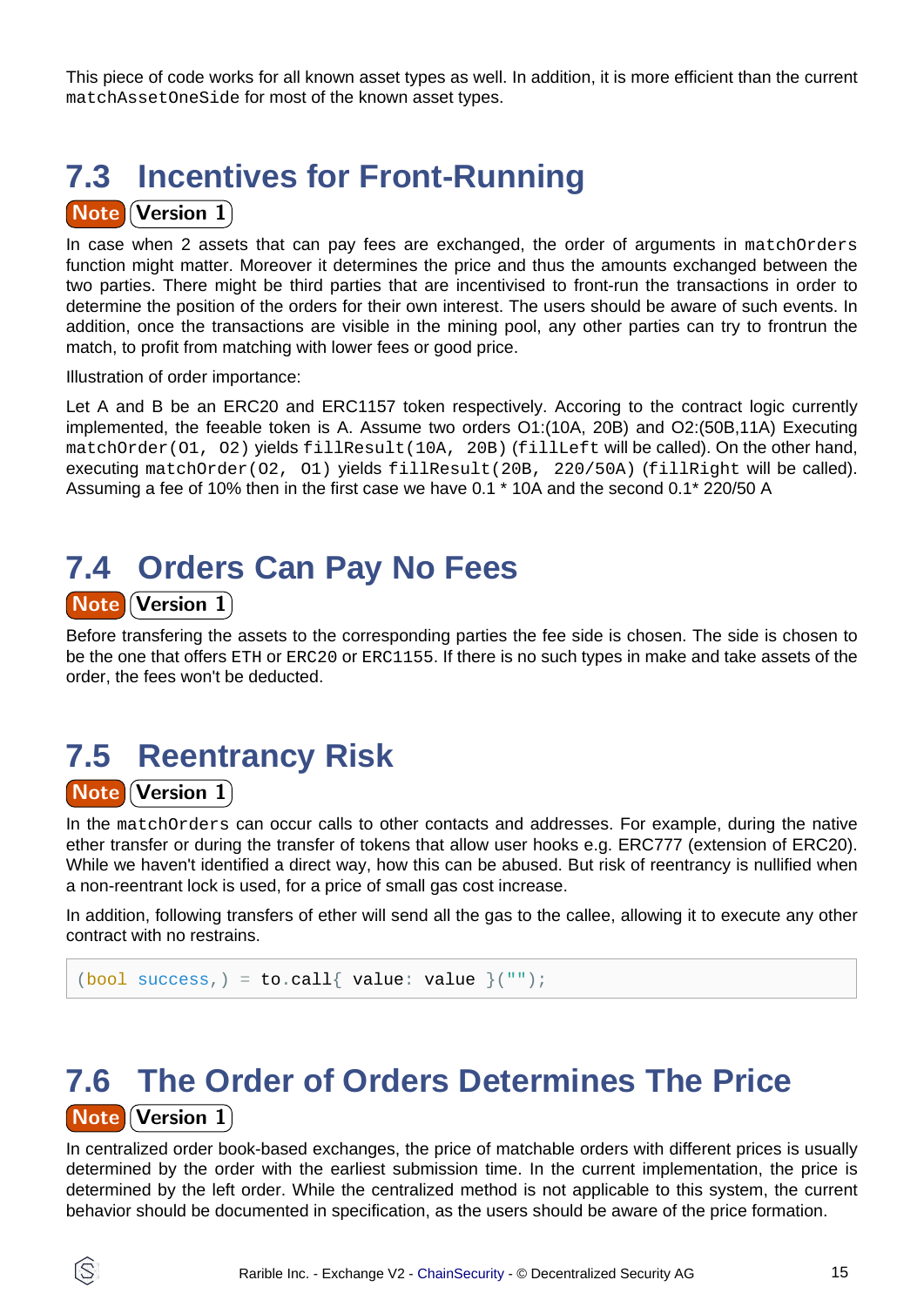This piece of code works for all known asset types as well. In addition, it is more efficient than the current `matchAssetOneSide` for most of the known asset types.

## 7.3 Incentives for Front-Running

**Note** **Version 1**

In case when 2 assets that can pay fees are exchanged, the order of arguments in `matchOrders` function might matter. Moreover it determines the price and thus the amounts exchanged between the two parties. There might be third parties that are incentivised to front-run the transactions in order to determine the position of the orders for their own interest. The users should be aware of such events. In addition, once the transactions are visible in the mining pool, any other parties can try to frontrun the match, to profit from matching with lower fees or good price.

Illustration of order importance:

Let A and B be an ERC20 and ERC1157 token respectively. Accoring to the contract logic currently implemented, the feeable token is A. Assume two orders O1:(10A, 20B) and O2:(50B,11A) Executing `matchOrder(O1, O2)` yields `fillResult(10A, 20B)` (`fillLeft` will be called). On the other hand, executing `matchOrder(O2, O1)` yields `fillResult(20B, 220/50A)` (`fillRight` will be called). Assuming a fee of 10% then in the first case we have 0.1 * 10A and the second 0.1* 220/50 A

## 7.4 Orders Can Pay No Fees

**Note** **Version 1**

Before transfering the assets to the corresponding parties the fee side is chosen. The side is chosen to be the one that offers `ETH` or `ERC20` or `ERC1155`. If there is no such types in make and take assets of the order, the fees won't be deducted.

## 7.5 Reentrancy Risk

**Note** **Version 1**

In the `matchOrders` can occur calls to other contacts and addresses. For example, during the native ether transfer or during the transfer of tokens that allow user hooks e.g. ERC777 (extension of ERC20). While we haven't identified a direct way, how this can be abused. But risk of reentrancy is nullified when a non-reentrant lock is used, for a price of small gas cost increase.

In addition, following transfers of ether will send all the gas to the callee, allowing it to execute any other contract with no restrains.

```
(bool success,) = to.call{ value: value }("");
```

## 7.6 The Order of Orders Determines The Price

**Note** **Version 1**

In centralized order book-based exchanges, the price of matchable orders with different prices is usually determined by the order with the earliest submission time. In the current implementation, the price is determined by the left order. While the centralized method is not applicable to this system, the current behavior should be documented in specification, as the users should be aware of the price formation.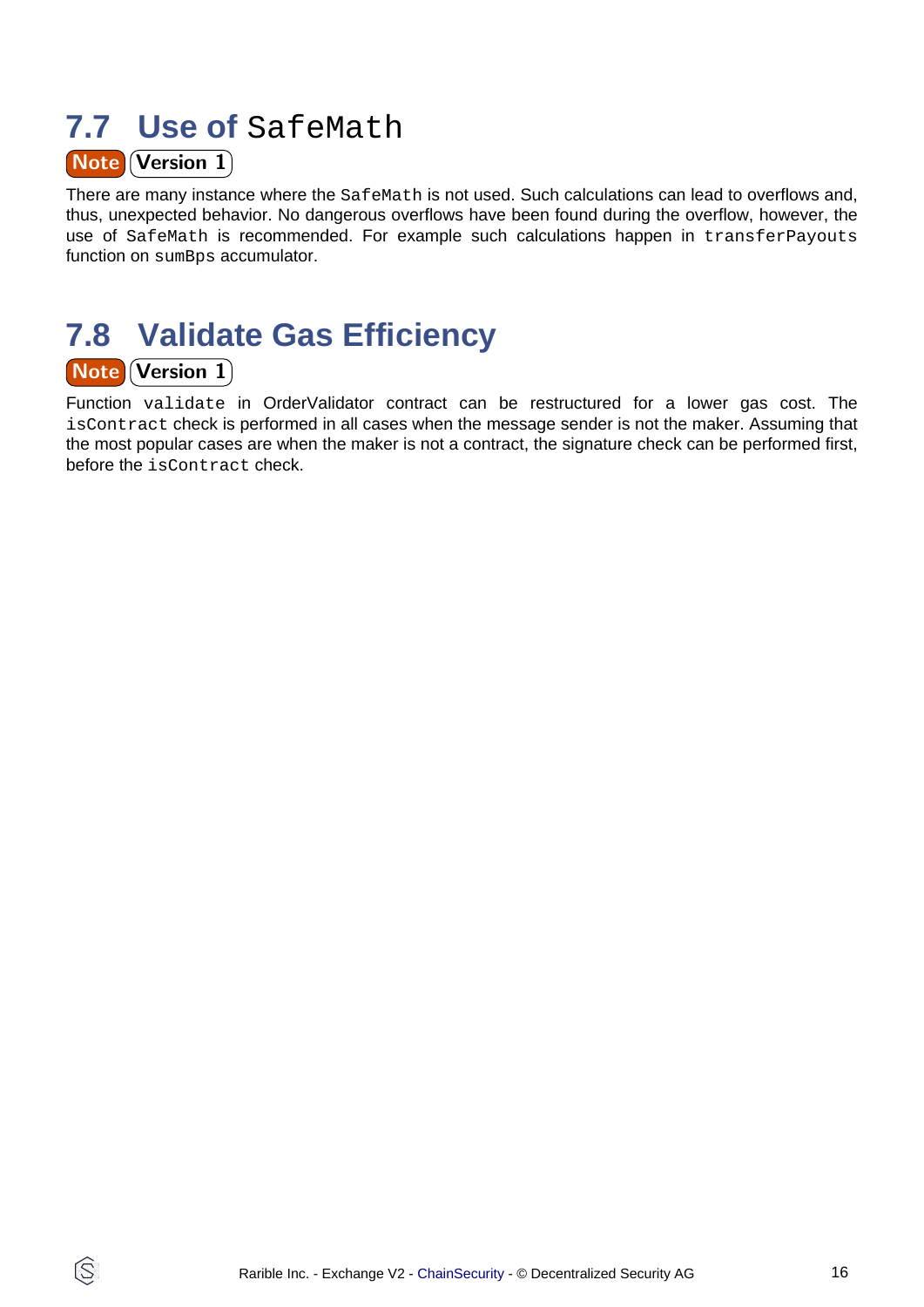## 7.7 Use of `SafeMath`

**Note** **Version 1**

There are many instance where the `SafeMath` is not used. Such calculations can lead to overflows and, thus, unexpected behavior. No dangerous overflows have been found during the overflow, however, the use of `SafeMath` is recommended. For example such calculations happen in `transferPayouts` function on `sumBps` accumulator.

## 7.8 Validate Gas Efficiency

**Note** **Version 1**

Function `validate` in OrderValidator contract can be restructured for a lower gas cost. The `isContract` check is performed in all cases when the message sender is not the maker. Assuming that the most popular cases are when the maker is not a contract, the signature check can be performed first, before the `isContract` check.